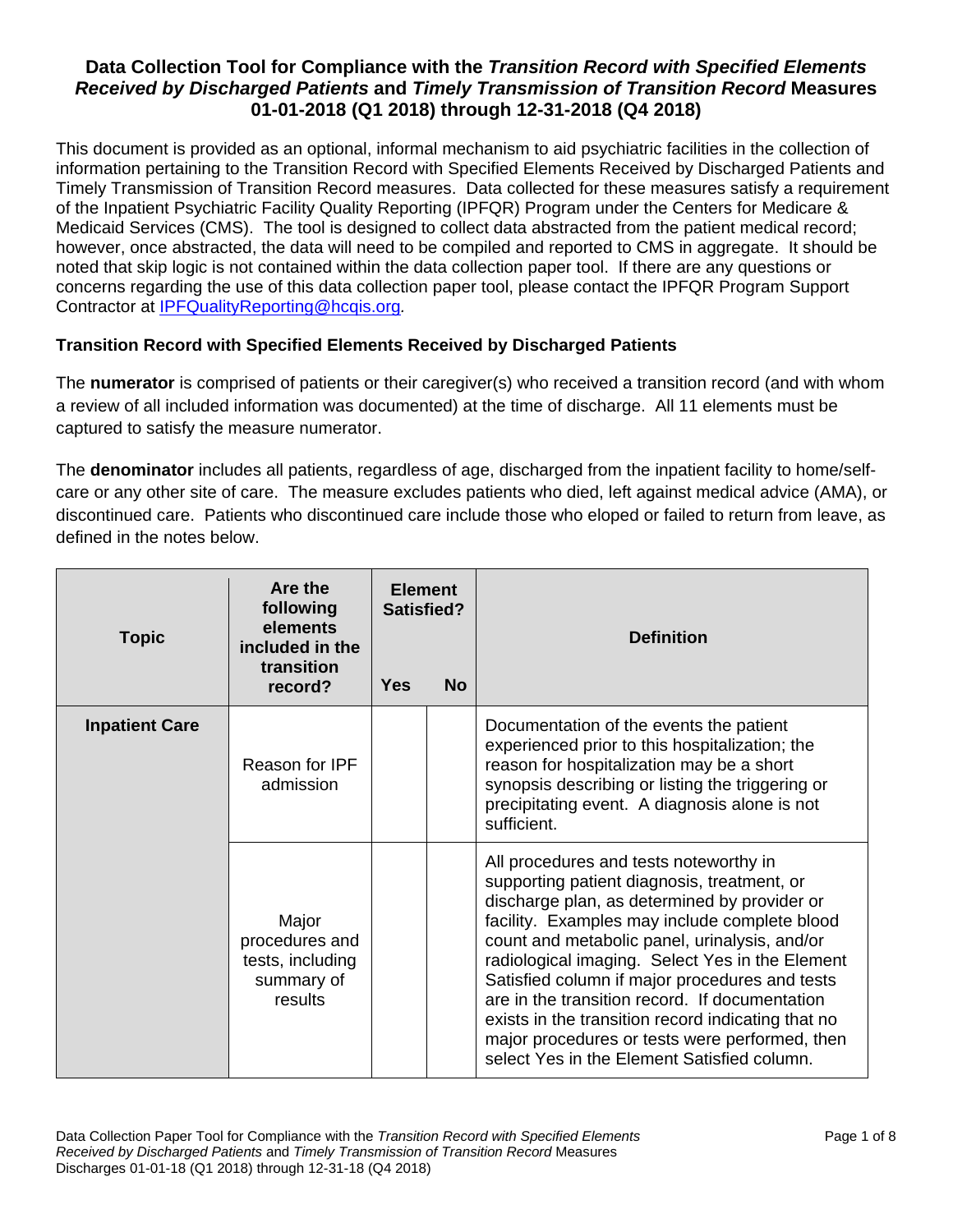# Data Collection Tool for Compliance with the *Transition Record with Specified Elements Received by Discharged Patients* and *Timely Transmission of Transition Record* Measures 01-01-2018 (Q1 2018) through 12-31-2018 (Q4 2018)

This document is provided as an optional, informal mechanism to aid psychiatric facilities in the collection of information pertaining to the Transition Record with Specified Elements Received by Discharged Patients and Timely Transmission of Transition Record measures. Data collected for these measures satisfy a requirement of the Inpatient Psychiatric Facility Quality Reporting (IPFQR) Program under the Centers for Medicare & Medicaid Services (CMS). The tool is designed to collect data abstracted from the patient medical record; however, once abstracted, the data will need to be compiled and reported to CMS in aggregate. It should be noted that skip logic is not contained within the data collection paper tool. If there are any questions or concerns regarding the use of this data collection paper tool, please contact the IPFQR Program Support Contractor at IPFQualityReporting@hcqis.org.

## Transition Record with Specified Elements Received by Discharged Patients

The **numerator** is comprised of patients or their caregiver(s) who received a transition record (and with whom a review of all included information was documented) at the time of discharge. All 11 elements must be captured to satisfy the measure numerator.

The **denominator** includes all patients, regardless of age, discharged from the inpatient facility to home/self-care or any other site of care. The measure excludes patients who died, left against medical advice (AMA), or discontinued care. Patients who discontinued care include those who eloped or failed to return from leave, as defined in the notes below.

| Topic | Are the following elements included in the transition record? | Element Satisfied? | | Definition |
|---|---|---|---|---|
| | | Yes | No | |
| **Inpatient Care** | Reason for IPF admission | | | Documentation of the events the patient experienced prior to this hospitalization; the reason for hospitalization may be a short synopsis describing or listing the triggering or precipitating event. A diagnosis alone is not sufficient. |
| | Major procedures and tests, including summary of results | | | All procedures and tests noteworthy in supporting patient diagnosis, treatment, or discharge plan, as determined by provider or facility. Examples may include complete blood count and metabolic panel, urinalysis, and/or radiological imaging. Select Yes in the Element Satisfied column if major procedures and tests are in the transition record. If documentation exists in the transition record indicating that no major procedures or tests were performed, then select Yes in the Element Satisfied column. |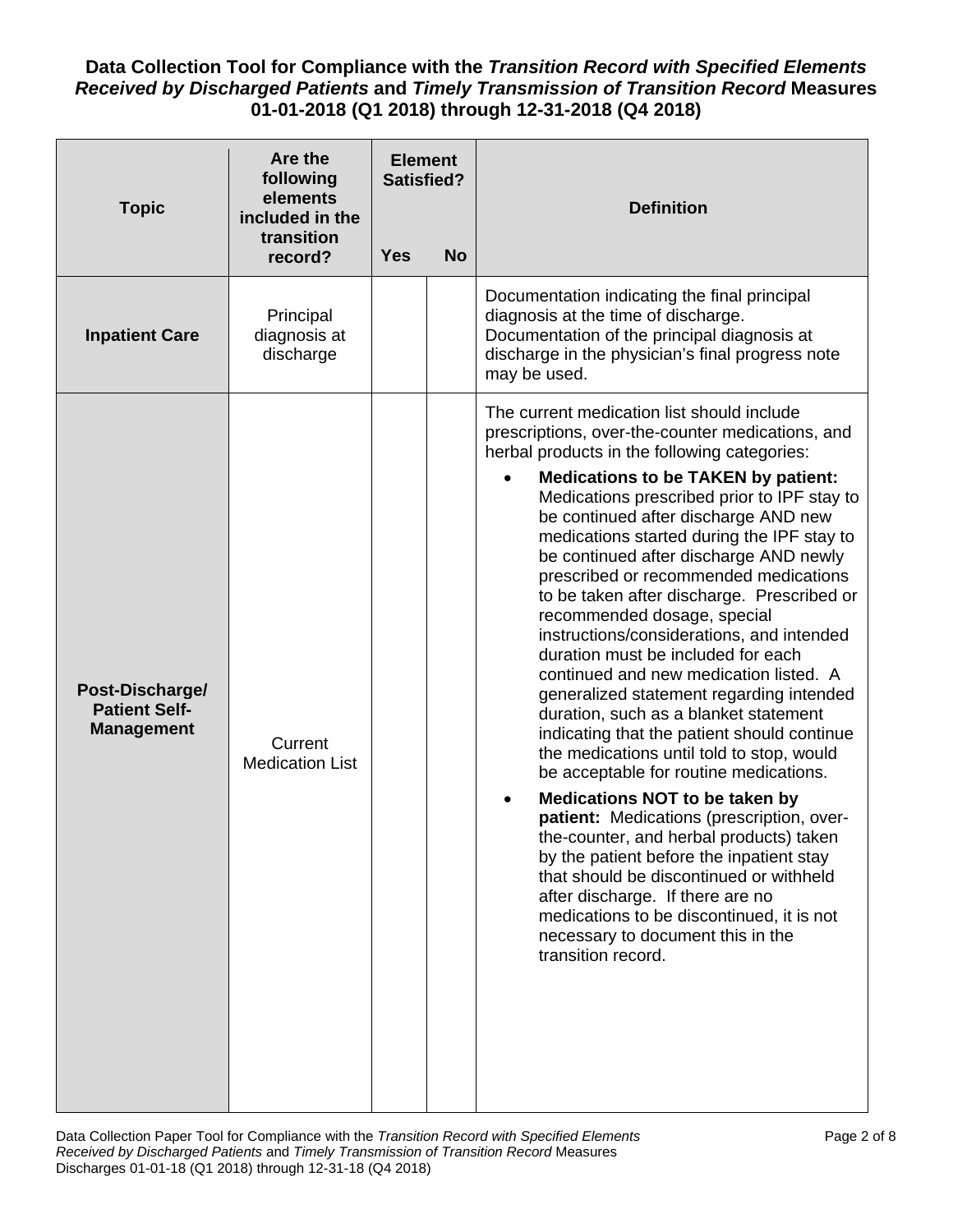**Data Collection Tool for Compliance with the *Transition Record with Specified Elements Received by Discharged Patients* and *Timely Transmission of Transition Record* Measures 01-01-2018 (Q1 2018) through 12-31-2018 (Q4 2018)**

| Topic | Are the following elements included in the transition record? | Element Satisfied? | | Definition |
|---|---|---|---|---|
| | | Yes | No | |
| **Inpatient Care** | Principal diagnosis at discharge | | | Documentation indicating the final principal diagnosis at the time of discharge. Documentation of the principal diagnosis at discharge in the physician's final progress note may be used. |
| **Post-Discharge/ Patient Self-Management** | Current Medication List | | | The current medication list should include prescriptions, over-the-counter medications, and herbal products in the following categories:<br>• **Medications to be TAKEN by patient:** Medications prescribed prior to IPF stay to be continued after discharge AND new medications started during the IPF stay to be continued after discharge AND newly prescribed or recommended medications to be taken after discharge. Prescribed or recommended dosage, special instructions/considerations, and intended duration must be included for each continued and new medication listed. A generalized statement regarding intended duration, such as a blanket statement indicating that the patient should continue the medications until told to stop, would be acceptable for routine medications.<br>• **Medications NOT to be taken by patient:** Medications (prescription, over-the-counter, and herbal products) taken by the patient before the inpatient stay that should be discontinued or withheld after discharge. If there are no medications to be discontinued, it is not necessary to document this in the transition record. |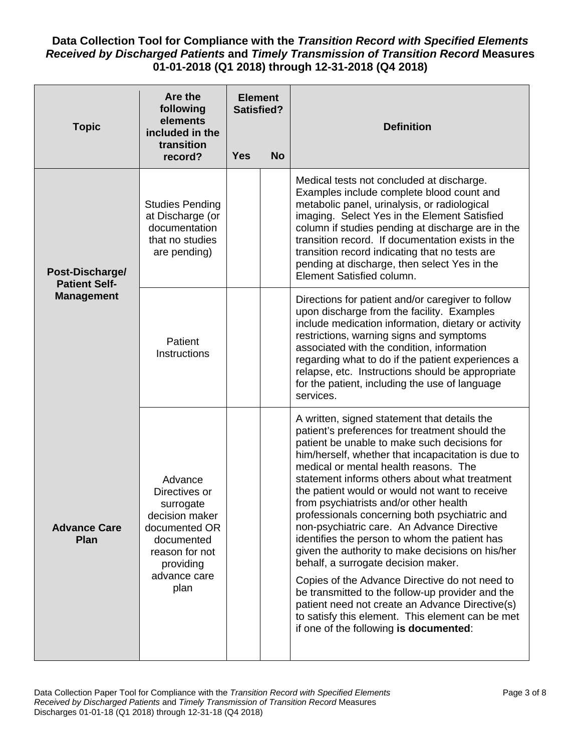**Data Collection Tool for Compliance with the *Transition Record with Specified Elements Received by Discharged Patients* and *Timely Transmission of Transition Record* Measures 01-01-2018 (Q1 2018) through 12-31-2018 (Q4 2018)**

| Topic | Are the following elements included in the transition record? | Element Satisfied? | | Definition |
|---|---|---|---|---|
| | | Yes | No | |
| **Post-Discharge/ Patient Self-Management** | Studies Pending at Discharge (or documentation that no studies are pending) | | | Medical tests not concluded at discharge. Examples include complete blood count and metabolic panel, urinalysis, or radiological imaging. Select Yes in the Element Satisfied column if studies pending at discharge are in the transition record. If documentation exists in the transition record indicating that no tests are pending at discharge, then select Yes in the Element Satisfied column. |
| | Patient Instructions | | | Directions for patient and/or caregiver to follow upon discharge from the facility. Examples include medication information, dietary or activity restrictions, warning signs and symptoms associated with the condition, information regarding what to do if the patient experiences a relapse, etc. Instructions should be appropriate for the patient, including the use of language services. |
| **Advance Care Plan** | Advance Directives or surrogate decision maker documented OR documented reason for not providing advance care plan | | | A written, signed statement that details the patient's preferences for treatment should the patient be unable to make such decisions for him/herself, whether that incapacitation is due to medical or mental health reasons. The statement informs others about what treatment the patient would or would not want to receive from psychiatrists and/or other health professionals concerning both psychiatric and non-psychiatric care. An Advance Directive identifies the person to whom the patient has given the authority to make decisions on his/her behalf, a surrogate decision maker.<br><br>Copies of the Advance Directive do not need to be transmitted to the follow-up provider and the patient need not create an Advance Directive(s) to satisfy this element. This element can be met if one of the following **is documented**: |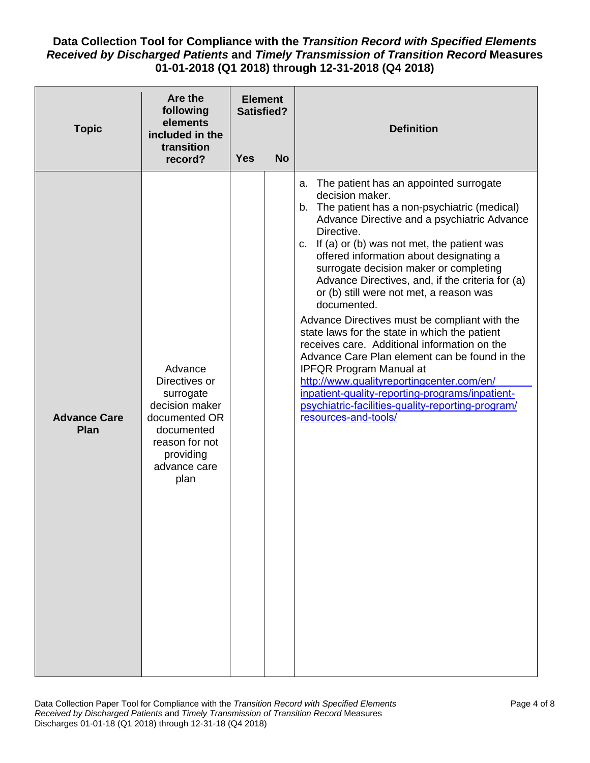**Data Collection Tool for Compliance with the *Transition Record with Specified Elements Received by Discharged Patients* and *Timely Transmission of Transition Record* Measures 01-01-2018 (Q1 2018) through 12-31-2018 (Q4 2018)**

| Topic | Are the following elements included in the transition record? | Element Satisfied? | | Definition |
|---|---|---|---|---|
| | | Yes | No | |
| **Advance Care Plan** | Advance Directives or surrogate decision maker documented OR documented reason for not providing advance care plan | | | a. The patient has an appointed surrogate decision maker.<br>b. The patient has a non-psychiatric (medical) Advance Directive and a psychiatric Advance Directive.<br>c. If (a) or (b) was not met, the patient was offered information about designating a surrogate decision maker or completing Advance Directives, and, if the criteria for (a) or (b) still were not met, a reason was documented.<br><br>Advance Directives must be compliant with the state laws for the state in which the patient receives care. Additional information on the Advance Care Plan element can be found in the IPFQR Program Manual at http://www.qualityreportingcenter.com/en/inpatient-quality-reporting-programs/inpatient-psychiatric-facilities-quality-reporting-program/resources-and-tools/ |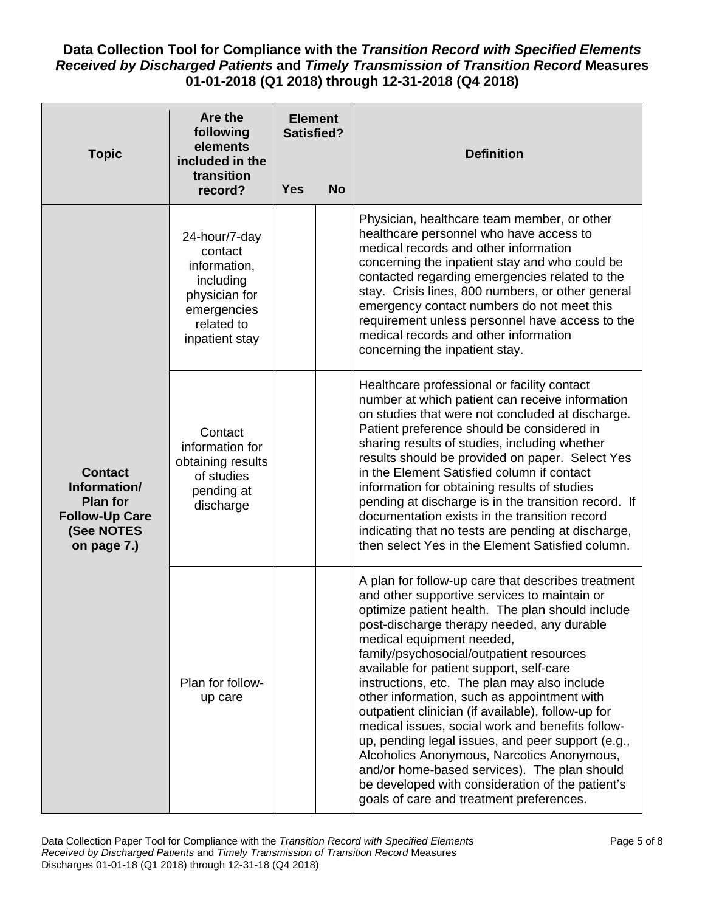**Data Collection Tool for Compliance with the *Transition Record with Specified Elements Received by Discharged Patients* and *Timely Transmission of Transition Record* Measures 01-01-2018 (Q1 2018) through 12-31-2018 (Q4 2018)**

| Topic | Are the following elements included in the transition record? | Element Satisfied? | | Definition |
|---|---|---|---|---|
| | | Yes | No | |
| **Contact Information/ Plan for Follow-Up Care (See NOTES on page 7.)** | 24-hour/7-day contact information, including physician for emergencies related to inpatient stay | | | Physician, healthcare team member, or other healthcare personnel who have access to medical records and other information concerning the inpatient stay and who could be contacted regarding emergencies related to the stay. Crisis lines, 800 numbers, or other general emergency contact numbers do not meet this requirement unless personnel have access to the medical records and other information concerning the inpatient stay. |
| | Contact information for obtaining results of studies pending at discharge | | | Healthcare professional or facility contact number at which patient can receive information on studies that were not concluded at discharge. Patient preference should be considered in sharing results of studies, including whether results should be provided on paper. Select Yes in the Element Satisfied column if contact information for obtaining results of studies pending at discharge is in the transition record. If documentation exists in the transition record indicating that no tests are pending at discharge, then select Yes in the Element Satisfied column. |
| | Plan for follow-up care | | | A plan for follow-up care that describes treatment and other supportive services to maintain or optimize patient health. The plan should include post-discharge therapy needed, any durable medical equipment needed, family/psychosocial/outpatient resources available for patient support, self-care instructions, etc. The plan may also include other information, such as appointment with outpatient clinician (if available), follow-up for medical issues, social work and benefits follow-up, pending legal issues, and peer support (e.g., Alcoholics Anonymous, Narcotics Anonymous, and/or home-based services). The plan should be developed with consideration of the patient's goals of care and treatment preferences. |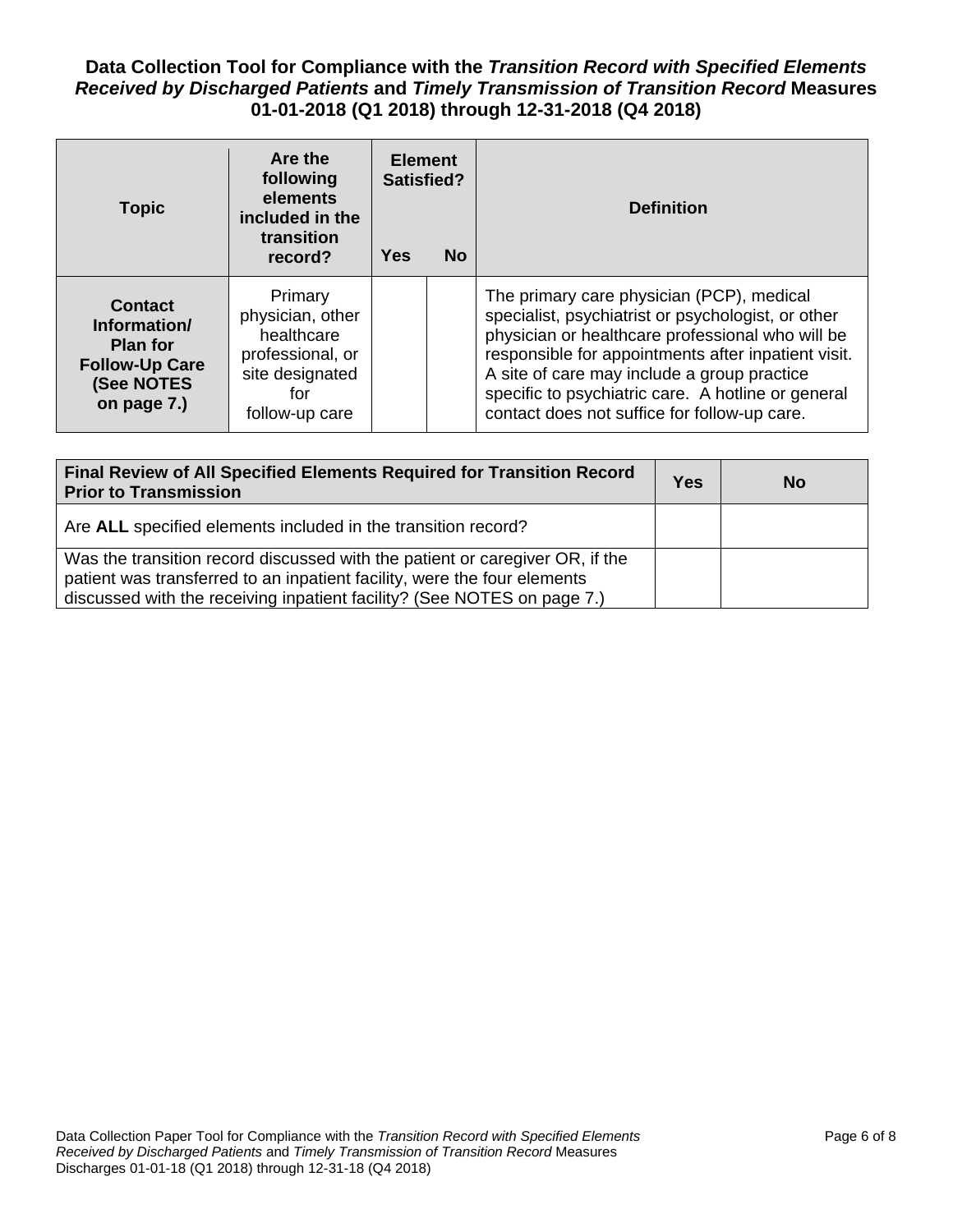**Data Collection Tool for Compliance with the *Transition Record with Specified Elements Received by Discharged Patients* and *Timely Transmission of Transition Record* Measures 01-01-2018 (Q1 2018) through 12-31-2018 (Q4 2018)**

| Topic | Are the following elements included in the transition record? | Element Satisfied? Yes | No | Definition |
|---|---|---|---|---|
| **Contact Information/ Plan for Follow-Up Care (See NOTES on page 7.)** | Primary physician, other healthcare professional, or site designated for follow-up care | | | The primary care physician (PCP), medical specialist, psychiatrist or psychologist, or other physician or healthcare professional who will be responsible for appointments after inpatient visit. A site of care may include a group practice specific to psychiatric care. A hotline or general contact does not suffice for follow-up care. |

| Final Review of All Specified Elements Required for Transition Record Prior to Transmission | Yes | No |
|---|---|---|
| Are **ALL** specified elements included in the transition record? | | |
| Was the transition record discussed with the patient or caregiver OR, if the patient was transferred to an inpatient facility, were the four elements discussed with the receiving inpatient facility? (See NOTES on page 7.) | | |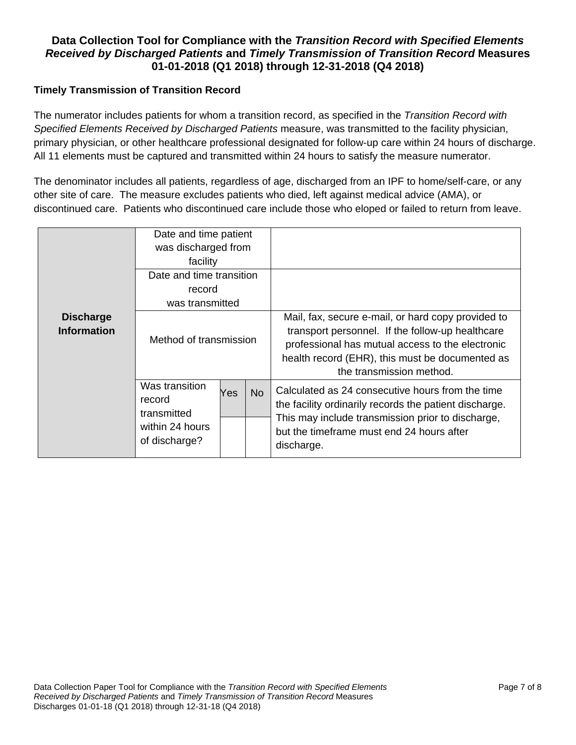**Data Collection Tool for Compliance with the *Transition Record with Specified Elements Received by Discharged Patients* and *Timely Transmission of Transition Record* Measures 01-01-2018 (Q1 2018) through 12-31-2018 (Q4 2018)**

**Timely Transmission of Transition Record**

The numerator includes patients for whom a transition record, as specified in the *Transition Record with Specified Elements Received by Discharged Patients* measure, was transmitted to the facility physician, primary physician, or other healthcare professional designated for follow-up care within 24 hours of discharge. All 11 elements must be captured and transmitted within 24 hours to satisfy the measure numerator.

The denominator includes all patients, regardless of age, discharged from an IPF to home/self-care, or any other site of care. The measure excludes patients who died, left against medical advice (AMA), or discontinued care. Patients who discontinued care include those who eloped or failed to return from leave.

| | | | | |
|---|---|---|---|---|
| **Discharge Information** | Date and time patient was discharged from facility | | | |
| | Date and time transition record was transmitted | | | |
| | Method of transmission | | | Mail, fax, secure e-mail, or hard copy provided to transport personnel. If the follow-up healthcare professional has mutual access to the electronic health record (EHR), this must be documented as the transmission method. |
| | Was transition record transmitted within 24 hours of discharge? | Yes | No | Calculated as 24 consecutive hours from the time the facility ordinarily records the patient discharge. This may include transmission prior to discharge, but the timeframe must end 24 hours after discharge. |
| | | | | |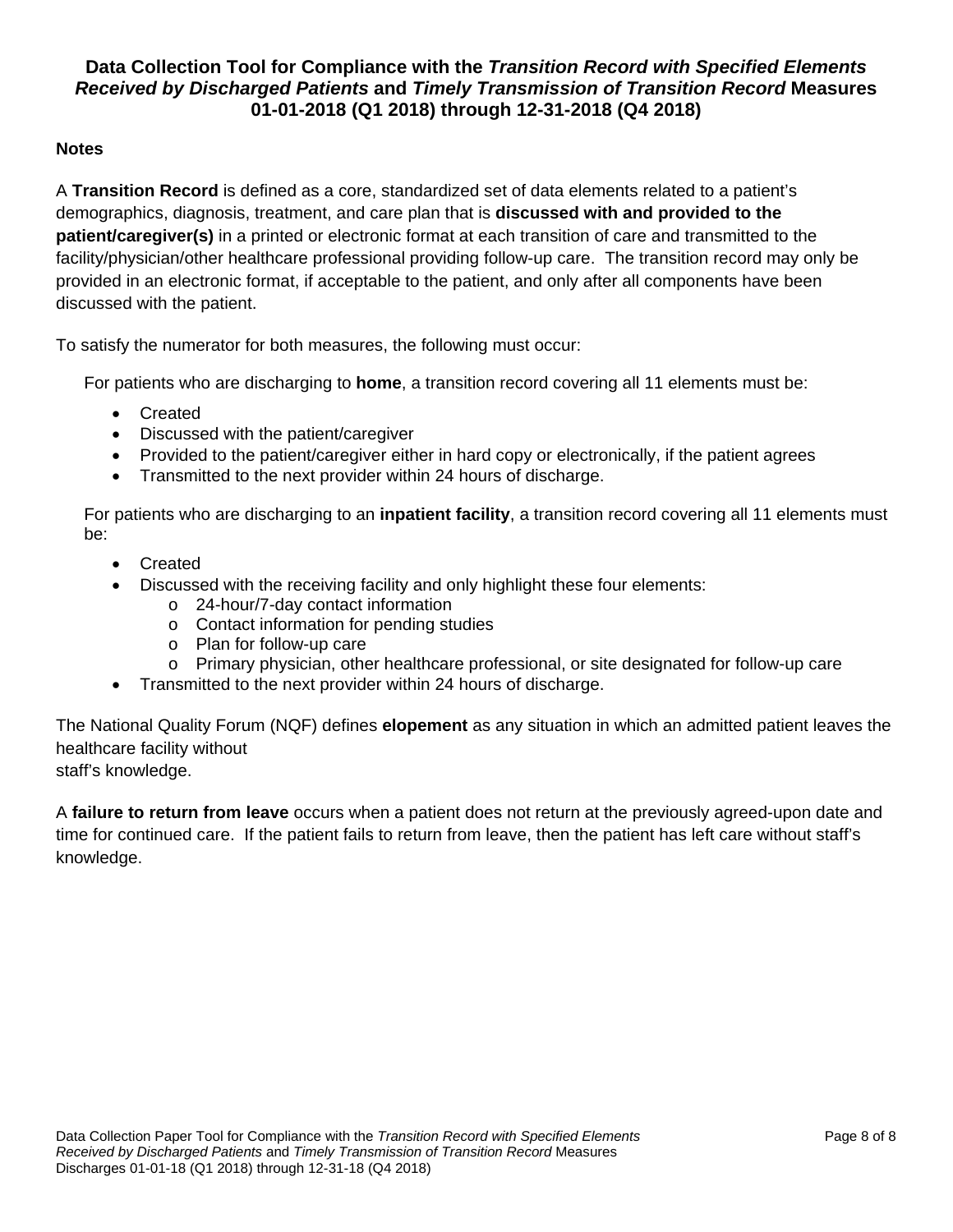# Data Collection Tool for Compliance with the *Transition Record with Specified Elements Received by Discharged Patients* and *Timely Transmission of Transition Record* Measures 01-01-2018 (Q1 2018) through 12-31-2018 (Q4 2018)

**Notes**

A **Transition Record** is defined as a core, standardized set of data elements related to a patient's demographics, diagnosis, treatment, and care plan that is **discussed with and provided to the patient/caregiver(s)** in a printed or electronic format at each transition of care and transmitted to the facility/physician/other healthcare professional providing follow-up care. The transition record may only be provided in an electronic format, if acceptable to the patient, and only after all components have been discussed with the patient.

To satisfy the numerator for both measures, the following must occur:

For patients who are discharging to **home**, a transition record covering all 11 elements must be:

- Created
- Discussed with the patient/caregiver
- Provided to the patient/caregiver either in hard copy or electronically, if the patient agrees
- Transmitted to the next provider within 24 hours of discharge.

For patients who are discharging to an **inpatient facility**, a transition record covering all 11 elements must be:

- Created
- Discussed with the receiving facility and only highlight these four elements:
  - 24-hour/7-day contact information
  - Contact information for pending studies
  - Plan for follow-up care
  - Primary physician, other healthcare professional, or site designated for follow-up care
- Transmitted to the next provider within 24 hours of discharge.

The National Quality Forum (NQF) defines **elopement** as any situation in which an admitted patient leaves the healthcare facility without staff's knowledge.

A **failure to return from leave** occurs when a patient does not return at the previously agreed-upon date and time for continued care. If the patient fails to return from leave, then the patient has left care without staff's knowledge.